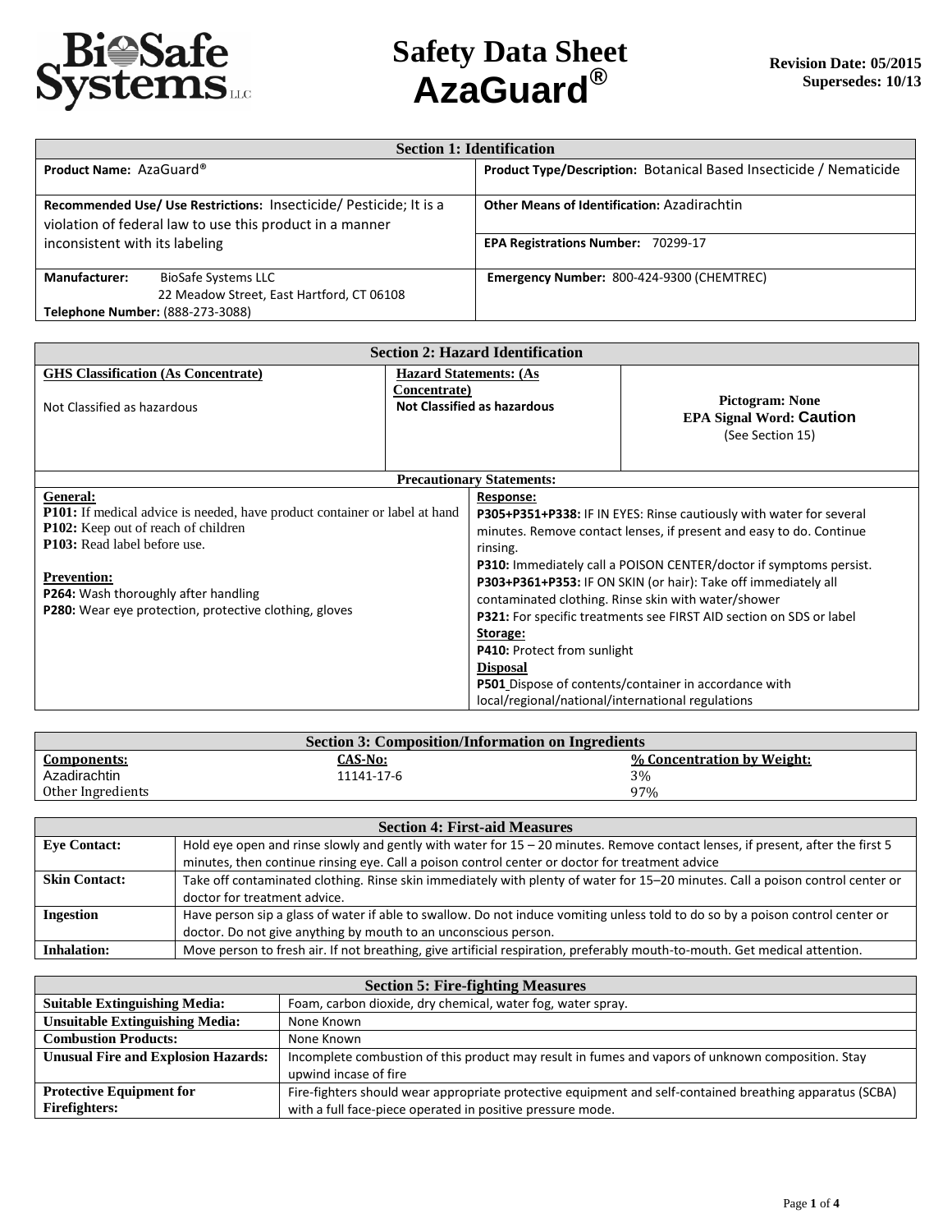# Safety Data Sheet AzaGuard®

**Revision Date: 05/2015**
**Supersedes: 10/13**

## Section 1: Identification

| | |
|---|---|
| **Product Name:** AzaGuard® | **Product Type/Description:** Botanical Based Insecticide / Nematicide |
| **Recommended Use/ Use Restrictions:** Insecticide/ Pesticide; It is a violation of federal law to use this product in a manner inconsistent with its labeling | **Other Means of Identification:** Azadirachtin |
| | **EPA Registrations Number:** 70299-17 |
| **Manufacturer:** BioSafe Systems LLC, 22 Meadow Street, East Hartford, CT 06108<br>**Telephone Number:** (888-273-3088) | **Emergency Number:** 800-424-9300 (CHEMTREC) |

## Section 2: Hazard Identification

| **GHS Classification (As Concentrate)** | **Hazard Statements: (As Concentrate)** | |
|---|---|---|
| Not Classified as hazardous | **Not Classified as hazardous** | **Pictogram: None**<br>**EPA Signal Word: Caution**<br>(See Section 15) |

### Precautionary Statements:

**General:**
**P101:** If medical advice is needed, have product container or label at hand
**P102:** Keep out of reach of children
**P103:** Read label before use.

**Prevention:**
**P264:** Wash thoroughly after handling
**P280:** Wear eye protection, protective clothing, gloves

**Response:**
**P305+P351+P338:** IF IN EYES: Rinse cautiously with water for several minutes. Remove contact lenses, if present and easy to do. Continue rinsing.
**P310:** Immediately call a POISON CENTER/doctor if symptoms persist.
**P303+P361+P353:** IF ON SKIN (or hair): Take off immediately all contaminated clothing. Rinse skin with water/shower
**P321:** For specific treatments see FIRST AID section on SDS or label

**Storage:**
**P410:** Protect from sunlight

**Disposal**
**P501** Dispose of contents/container in accordance with local/regional/national/international regulations

## Section 3: Composition/Information on Ingredients

| **Components:** | **CAS-No:** | **% Concentration by Weight:** |
|---|---|---|
| Azadirachtin | 11141-17-6 | 3% |
| Other Ingredients | | 97% |

## Section 4: First-aid Measures

| | |
|---|---|
| **Eye Contact:** | Hold eye open and rinse slowly and gently with water for 15 – 20 minutes. Remove contact lenses, if present, after the first 5 minutes, then continue rinsing eye. Call a poison control center or doctor for treatment advice |
| **Skin Contact:** | Take off contaminated clothing. Rinse skin immediately with plenty of water for 15–20 minutes. Call a poison control center or doctor for treatment advice. |
| **Ingestion** | Have person sip a glass of water if able to swallow. Do not induce vomiting unless told to do so by a poison control center or doctor. Do not give anything by mouth to an unconscious person. |
| **Inhalation:** | Move person to fresh air. If not breathing, give artificial respiration, preferably mouth-to-mouth. Get medical attention. |

## Section 5: Fire-fighting Measures

| | |
|---|---|
| **Suitable Extinguishing Media:** | Foam, carbon dioxide, dry chemical, water fog, water spray. |
| **Unsuitable Extinguishing Media:** | None Known |
| **Combustion Products:** | None Known |
| **Unusual Fire and Explosion Hazards:** | Incomplete combustion of this product may result in fumes and vapors of unknown composition. Stay upwind incase of fire |
| **Protective Equipment for Firefighters:** | Fire-fighters should wear appropriate protective equipment and self-contained breathing apparatus (SCBA) with a full face-piece operated in positive pressure mode. |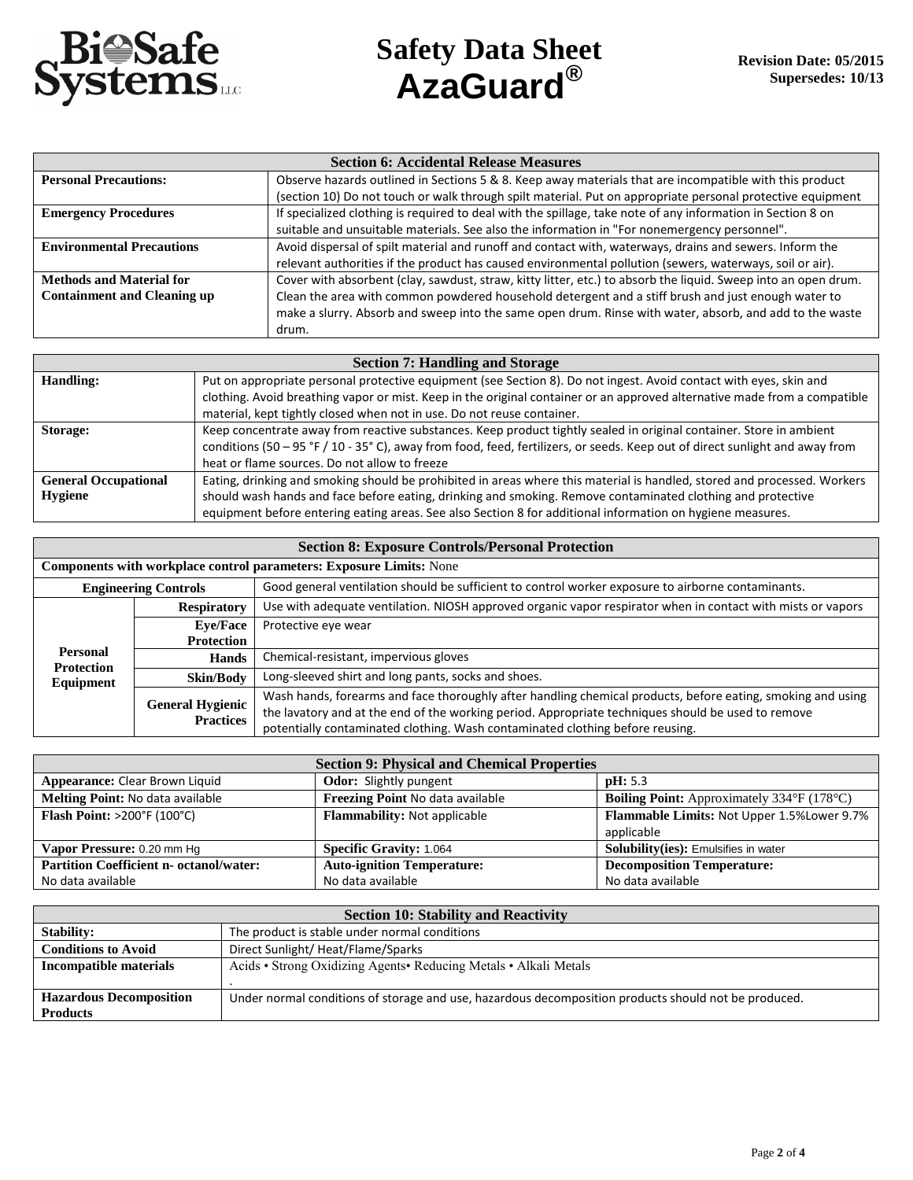## Section 6: Accidental Release Measures

| Section 6: Accidental Release Measures | |
|---|---|
| **Personal Precautions:** | Observe hazards outlined in Sections 5 & 8. Keep away materials that are incompatible with this product (section 10) Do not touch or walk through spilt material. Put on appropriate personal protective equipment |
| **Emergency Procedures** | If specialized clothing is required to deal with the spillage, take note of any information in Section 8 on suitable and unsuitable materials. See also the information in "For nonemergency personnel". |
| **Environmental Precautions** | Avoid dispersal of spilt material and runoff and contact with, waterways, drains and sewers. Inform the relevant authorities if the product has caused environmental pollution (sewers, waterways, soil or air). |
| **Methods and Material for Containment and Cleaning up** | Cover with absorbent (clay, sawdust, straw, kitty litter, etc.) to absorb the liquid. Sweep into an open drum. Clean the area with common powdered household detergent and a stiff brush and just enough water to make a slurry. Absorb and sweep into the same open drum. Rinse with water, absorb, and add to the waste drum. |

## Section 7: Handling and Storage

| Section 7: Handling and Storage | |
|---|---|
| **Handling:** | Put on appropriate personal protective equipment (see Section 8). Do not ingest. Avoid contact with eyes, skin and clothing. Avoid breathing vapor or mist. Keep in the original container or an approved alternative made from a compatible material, kept tightly closed when not in use. Do not reuse container. |
| **Storage:** | Keep concentrate away from reactive substances. Keep product tightly sealed in original container. Store in ambient conditions (50 – 95 °F / 10 - 35° C), away from food, feed, fertilizers, or seeds. Keep out of direct sunlight and away from heat or flame sources. Do not allow to freeze |
| **General Occupational Hygiene** | Eating, drinking and smoking should be prohibited in areas where this material is handled, stored and processed. Workers should wash hands and face before eating, drinking and smoking. Remove contaminated clothing and protective equipment before entering eating areas. See also Section 8 for additional information on hygiene measures. |

## Section 8: Exposure Controls/Personal Protection

**Components with workplace control parameters: Exposure Limits:** None

| | | |
|---|---|---|
| **Engineering Controls** | | Good general ventilation should be sufficient to control worker exposure to airborne contaminants. |
| **Personal Protection Equipment** | **Respiratory** | Use with adequate ventilation. NIOSH approved organic vapor respirator when in contact with mists or vapors |
| | **Eye/Face Protection** | Protective eye wear |
| | **Hands** | Chemical-resistant, impervious gloves |
| | **Skin/Body** | Long-sleeved shirt and long pants, socks and shoes. |
| | **General Hygienic Practices** | Wash hands, forearms and face thoroughly after handling chemical products, before eating, smoking and using the lavatory and at the end of the working period. Appropriate techniques should be used to remove potentially contaminated clothing. Wash contaminated clothing before reusing. |

## Section 9: Physical and Chemical Properties

| | | |
|---|---|---|
| **Appearance:** Clear Brown Liquid | **Odor:** Slightly pungent | **pH:** 5.3 |
| **Melting Point:** No data available | **Freezing Point** No data available | **Boiling Point:** Approximately 334°F (178°C) |
| **Flash Point:** >200°F (100°C) | **Flammability:** Not applicable | **Flammable Limits:** Not Upper 1.5%Lower 9.7% applicable |
| **Vapor Pressure:** 0.20 mm Hg | **Specific Gravity:** 1.064 | **Solubility(ies):** Emulsifies in water |
| **Partition Coefficient n- octanol/water:** No data available | **Auto-ignition Temperature:** No data available | **Decomposition Temperature:** No data available |

## Section 10: Stability and Reactivity

| Section 10: Stability and Reactivity | |
|---|---|
| **Stability:** | The product is stable under normal conditions |
| **Conditions to Avoid** | Direct Sunlight/ Heat/Flame/Sparks |
| **Incompatible materials** | Acids • Strong Oxidizing Agents• Reducing Metals • Alkali Metals . |
| **Hazardous Decomposition Products** | Under normal conditions of storage and use, hazardous decomposition products should not be produced. |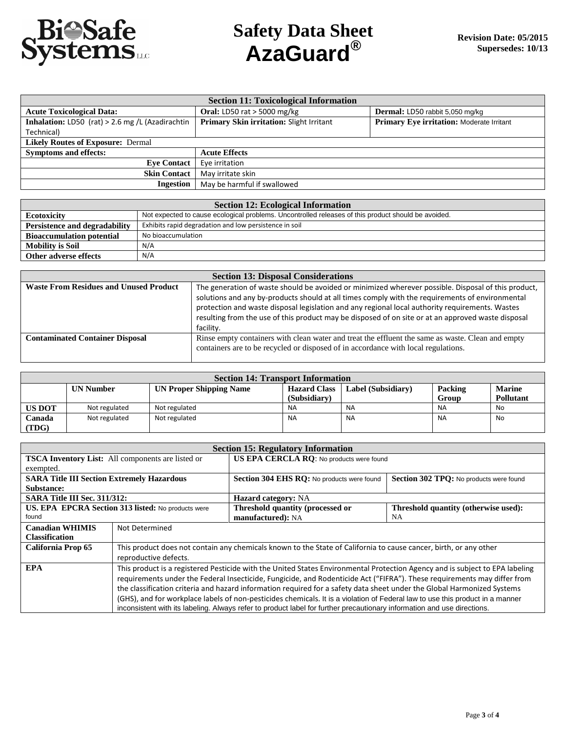# Safety Data Sheet
# AzaGuard®

**Revision Date: 05/2015**
**Supersedes: 10/13**

| Section 11: Toxicological Information | | |
|---|---|---|
| **Acute Toxicological Data:** | **Oral:** LD50 rat > 5000 mg/kg | **Dermal:** LD50 rabbit 5,050 mg/kg |
| **Inhalation:** LD50 (rat) > 2.6 mg /L (Azadirachtin Technical) | **Primary Skin irritation:** Slight Irritant | **Primary Eye irritation:** Moderate Irritant |
| **Likely Routes of Exposure:** Dermal | | |
| **Symptoms and effects:** | **Acute Effects** | |
| **Eye Contact** | Eye irritation | |
| **Skin Contact** | May irritate skin | |
| **Ingestion** | May be harmful if swallowed | |

| Section 12: Ecological Information | |
|---|---|
| **Ecotoxicity** | Not expected to cause ecological problems. Uncontrolled releases of this product should be avoided. |
| **Persistence and degradability** | Exhibits rapid degradation and low persistence in soil |
| **Bioaccumulation potential** | No bioaccumulation |
| **Mobility is Soil** | N/A |
| **Other adverse effects** | N/A |

| Section 13: Disposal Considerations | |
|---|---|
| **Waste From Residues and Unused Product** | The generation of waste should be avoided or minimized wherever possible. Disposal of this product, solutions and any by-products should at all times comply with the requirements of environmental protection and waste disposal legislation and any regional local authority requirements. Wastes resulting from the use of this product may be disposed of on site or at an approved waste disposal facility. |
| **Contaminated Container Disposal** | Rinse empty containers with clean water and treat the effluent the same as waste. Clean and empty containers are to be recycled or disposed of in accordance with local regulations. |

| Section 14: Transport Information | | | | | | |
|---|---|---|---|---|---|---|
| | **UN Number** | **UN Proper Shipping Name** | **Hazard Class (Subsidiary)** | **Label (Subsidiary)** | **Packing Group** | **Marine Pollutant** |
| **US DOT** | Not regulated | Not regulated | NA | NA | NA | No |
| **Canada (TDG)** | Not regulated | Not regulated | NA | NA | NA | No |

| Section 15: Regulatory Information | | |
|---|---|---|
| **TSCA Inventory List:** All components are listed or exempted. | **US EPA CERCLA RQ**: No products were found | |
| **SARA Title III Section Extremely Hazardous Substance:** | **Section 304 EHS RQ:** No products were found | **Section 302 TPQ:** No products were found |
| **SARA Title III Sec. 311/312:** | **Hazard category:** NA | |
| **US. EPA EPCRA Section 313 listed:** No products were found | **Threshold quantity (processed or manufactured):** NA | **Threshold quantity (otherwise used):** NA |
| **Canadian WHIMIS Classification** | Not Determined | |
| **California Prop 65** | This product does not contain any chemicals known to the State of California to cause cancer, birth, or any other reproductive defects. | |
| **EPA** | This product is a registered Pesticide with the United States Environmental Protection Agency and is subject to EPA labeling requirements under the Federal Insecticide, Fungicide, and Rodenticide Act ("FIFRA"). These requirements may differ from the classification criteria and hazard information required for a safety data sheet under the Global Harmonized Systems (GHS), and for workplace labels of non-pesticides chemicals. It is a violation of Federal law to use this product in a manner inconsistent with its labeling. Always refer to product label for further precautionary information and use directions. | |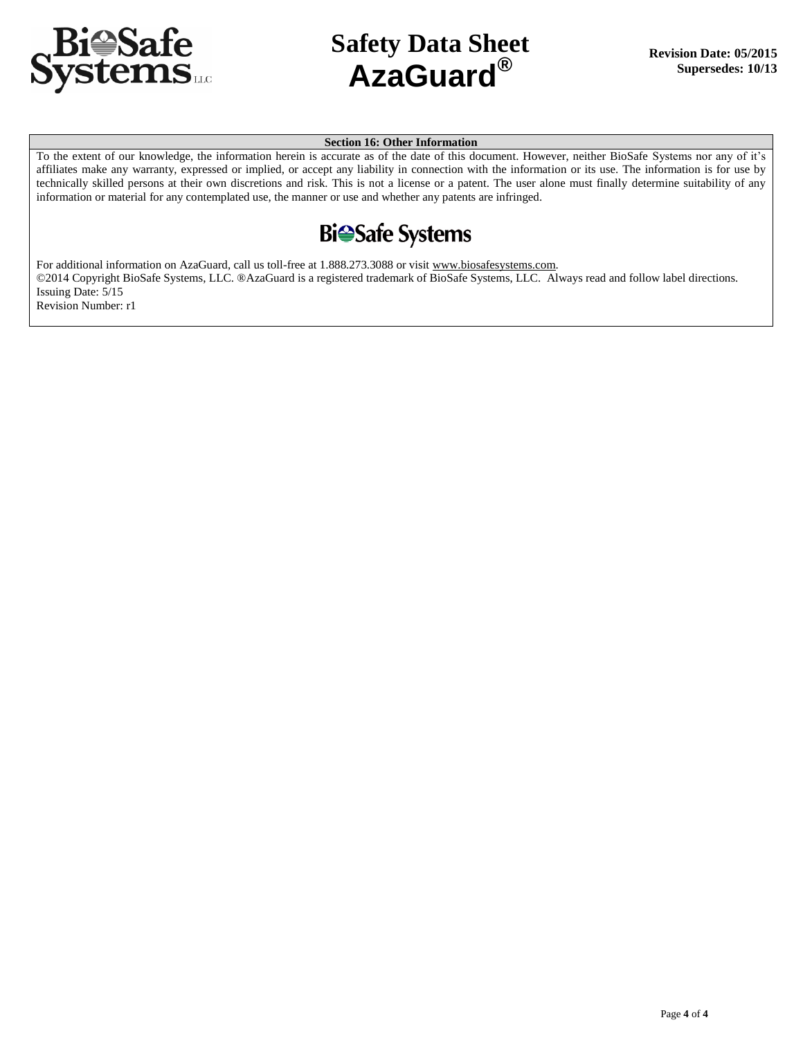## Section 16: Other Information

To the extent of our knowledge, the information herein is accurate as of the date of this document. However, neither BioSafe Systems nor any of it's affiliates make any warranty, expressed or implied, or accept any liability in connection with the information or its use. The information is for use by technically skilled persons at their own discretions and risk. This is not a license or a patent. The user alone must finally determine suitability of any information or material for any contemplated use, the manner or use and whether any patents are infringed.

BioSafe Systems

For additional information on AzaGuard, call us toll-free at 1.888.273.3088 or visit www.biosafesystems.com.
©2014 Copyright BioSafe Systems, LLC. ®AzaGuard is a registered trademark of BioSafe Systems, LLC. Always read and follow label directions.
Issuing Date: 5/15
Revision Number: r1